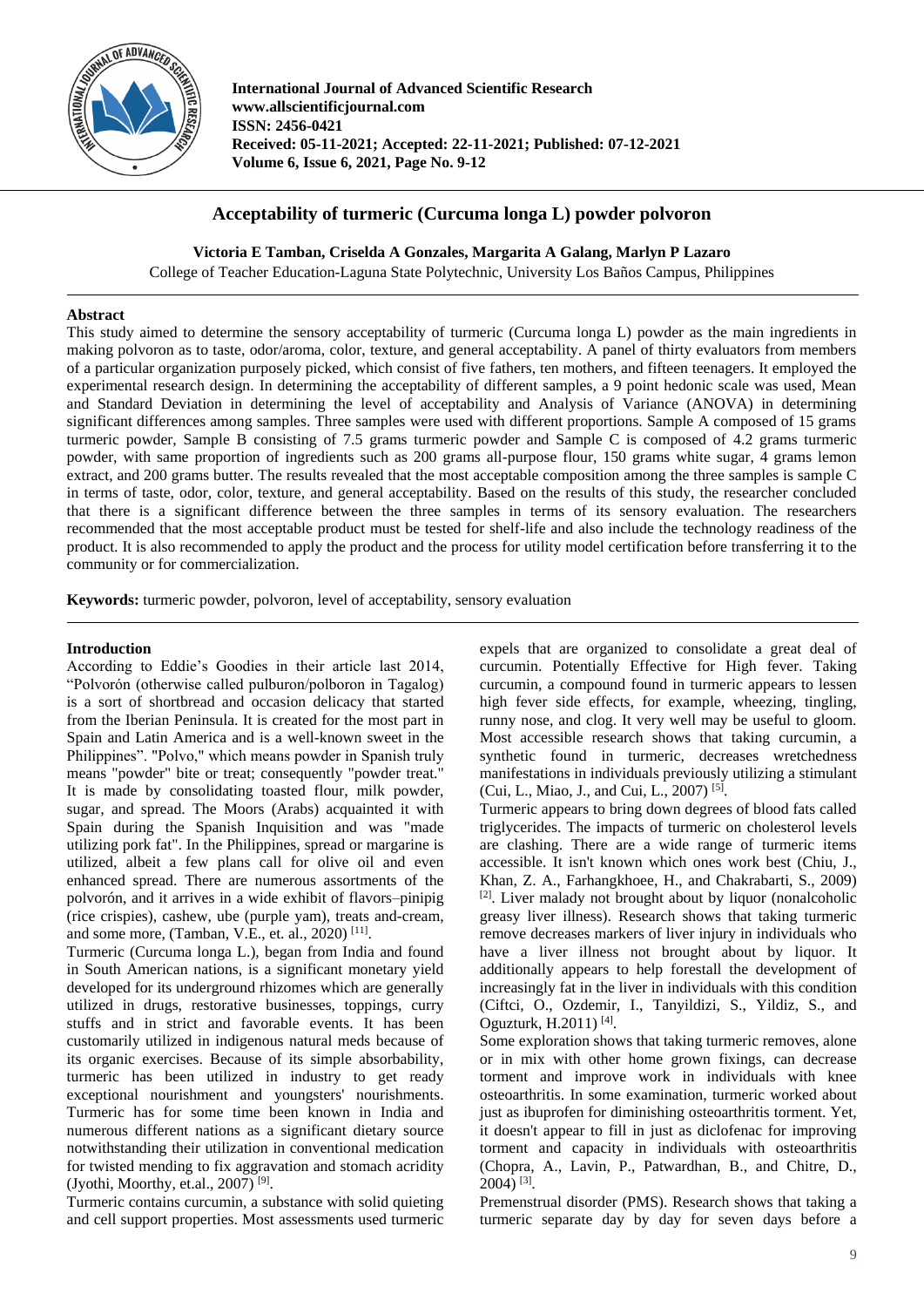International Journal of Advanced Scientific Research
www.allscientificjournal.com
ISSN: 2456-0421
Received: 05-11-2021; Accepted: 22-11-2021; Published: 07-12-2021
Volume 6, Issue 6, 2021, Page No. 9-12

# Acceptability of turmeric (Curcuma longa L) powder polvoron

**Victoria E Tamban, Criselda A Gonzales, Margarita A Galang, Marlyn P Lazaro**

College of Teacher Education-Laguna State Polytechnic, University Los Baños Campus, Philippines

## Abstract

This study aimed to determine the sensory acceptability of turmeric (Curcuma longa L) powder as the main ingredients in making polvoron as to taste, odor/aroma, color, texture, and general acceptability. A panel of thirty evaluators from members of a particular organization purposely picked, which consist of five fathers, ten mothers, and fifteen teenagers. It employed the experimental research design. In determining the acceptability of different samples, a 9 point hedonic scale was used, Mean and Standard Deviation in determining the level of acceptability and Analysis of Variance (ANOVA) in determining significant differences among samples. Three samples were used with different proportions. Sample A composed of 15 grams turmeric powder, Sample B consisting of 7.5 grams turmeric powder and Sample C is composed of 4.2 grams turmeric powder, with same proportion of ingredients such as 200 grams all-purpose flour, 150 grams white sugar, 4 grams lemon extract, and 200 grams butter. The results revealed that the most acceptable composition among the three samples is sample C in terms of taste, odor, color, texture, and general acceptability. Based on the results of this study, the researcher concluded that there is a significant difference between the three samples in terms of its sensory evaluation. The researchers recommended that the most acceptable product must be tested for shelf-life and also include the technology readiness of the product. It is also recommended to apply the product and the process for utility model certification before transferring it to the community or for commercialization.

**Keywords:** turmeric powder, polvoron, level of acceptability, sensory evaluation

## Introduction

According to Eddie's Goodies in their article last 2014, "Polvorón (otherwise called pulburon/polboron in Tagalog) is a sort of shortbread and occasion delicacy that started from the Iberian Peninsula. It is created for the most part in Spain and Latin America and is a well-known sweet in the Philippines". "Polvo," which means powder in Spanish truly means "powder" bite or treat; consequently "powder treat." It is made by consolidating toasted flour, milk powder, sugar, and spread. The Moors (Arabs) acquainted it with Spain during the Spanish Inquisition and was "made utilizing pork fat". In the Philippines, spread or margarine is utilized, albeit a few plans call for olive oil and even enhanced spread. There are numerous assortments of the polvorón, and it arrives in a wide exhibit of flavors–pinipig (rice crispies), cashew, ube (purple yam), treats and-cream, and some more, (Tamban, V.E., et. al., 2020) [11].

Turmeric (Curcuma longa L.), began from India and found in South American nations, is a significant monetary yield developed for its underground rhizomes which are generally utilized in drugs, restorative businesses, toppings, curry stuffs and in strict and favorable events. It has been customarily utilized in indigenous natural meds because of its organic exercises. Because of its simple absorbability, turmeric has been utilized in industry to get ready exceptional nourishment and youngsters' nourishments. Turmeric has for some time been known in India and numerous different nations as a significant dietary source notwithstanding their utilization in conventional medication for twisted mending to fix aggravation and stomach acridity (Jyothi, Moorthy, et.al., 2007) [9].

Turmeric contains curcumin, a substance with solid quieting and cell support properties. Most assessments used turmeric expels that are organized to consolidate a great deal of curcumin. Potentially Effective for High fever. Taking curcumin, a compound found in turmeric appears to lessen high fever side effects, for example, wheezing, tingling, runny nose, and clog. It very well may be useful to gloom. Most accessible research shows that taking curcumin, a synthetic found in turmeric, decreases wretchedness manifestations in individuals previously utilizing a stimulant (Cui, L., Miao, J., and Cui, L., 2007) [5].

Turmeric appears to bring down degrees of blood fats called triglycerides. The impacts of turmeric on cholesterol levels are clashing. There are a wide range of turmeric items accessible. It isn't known which ones work best (Chiu, J., Khan, Z. A., Farhangkhoee, H., and Chakrabarti, S., 2009) [2]. Liver malady not brought about by liquor (nonalcoholic greasy liver illness). Research shows that taking turmeric remove decreases markers of liver injury in individuals who have a liver illness not brought about by liquor. It additionally appears to help forestall the development of increasingly fat in the liver in individuals with this condition (Ciftci, O., Ozdemir, I., Tanyildizi, S., Yildiz, S., and Oguzturk, H.2011) [4].

Some exploration shows that taking turmeric removes, alone or in mix with other home grown fixings, can decrease torment and improve work in individuals with knee osteoarthritis. In some examination, turmeric worked about just as ibuprofen for diminishing osteoarthritis torment. Yet, it doesn't appear to fill in just as diclofenac for improving torment and capacity in individuals with osteoarthritis (Chopra, A., Lavin, P., Patwardhan, B., and Chitre, D., 2004) [3].

Premenstrual disorder (PMS). Research shows that taking a turmeric separate day by day for seven days before a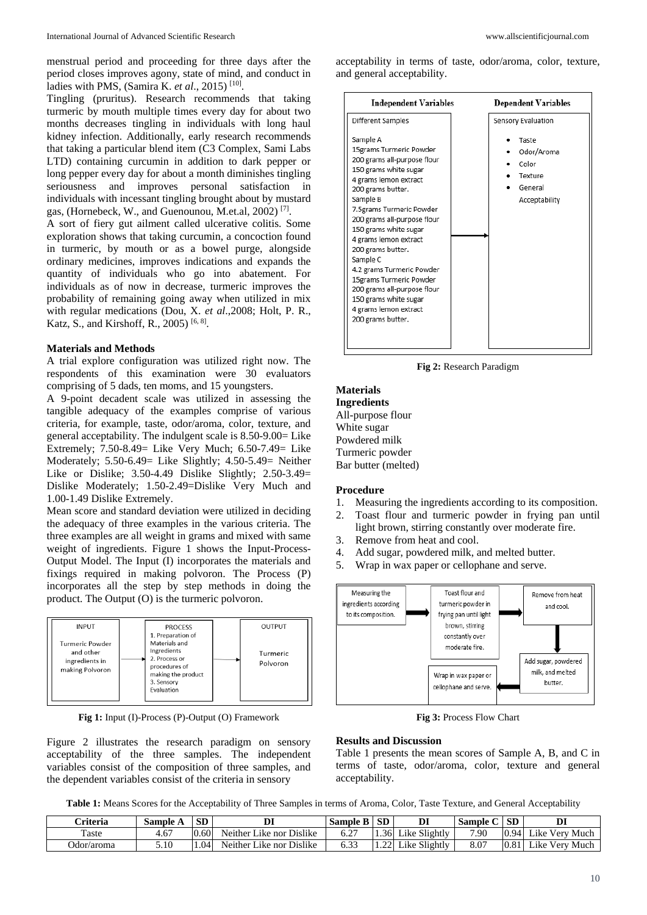menstrual period and proceeding for three days after the period closes improves agony, state of mind, and conduct in ladies with PMS, (Samira K. *et al*., 2015) [10].

Tingling (pruritus). Research recommends that taking turmeric by mouth multiple times every day for about two months decreases tingling in individuals with long haul kidney infection. Additionally, early research recommends that taking a particular blend item (C3 Complex, Sami Labs LTD) containing curcumin in addition to dark pepper or long pepper every day for about a month diminishes tingling seriousness and improves personal satisfaction in individuals with incessant tingling brought about by mustard gas, (Hornebeck, W., and Guenounou, M.et.al, 2002) [7].

A sort of fiery gut ailment called ulcerative colitis. Some exploration shows that taking curcumin, a concoction found in turmeric, by mouth or as a bowel purge, alongside ordinary medicines, improves indications and expands the quantity of individuals who go into abatement. For individuals as of now in decrease, turmeric improves the probability of remaining going away when utilized in mix with regular medications (Dou, X. *et al*.,2008; Holt, P. R., Katz, S., and Kirshoff, R., 2005) [6, 8].

### Materials and Methods

A trial explore configuration was utilized right now. The respondents of this examination were 30 evaluators comprising of 5 dads, ten moms, and 15 youngsters.

A 9-point decadent scale was utilized in assessing the tangible adequacy of the examples comprise of various criteria, for example, taste, odor/aroma, color, texture, and general acceptability. The indulgent scale is 8.50-9.00= Like Extremely; 7.50-8.49= Like Very Much; 6.50-7.49= Like Moderately; 5.50-6.49= Like Slightly; 4.50-5.49= Neither Like or Dislike; 3.50-4.49 Dislike Slightly; 2.50-3.49= Dislike Moderately; 1.50-2.49=Dislike Very Much and 1.00-1.49 Dislike Extremely.

Mean score and standard deviation were utilized in deciding the adequacy of three examples in the various criteria. The three examples are all weight in grams and mixed with same weight of ingredients. Figure 1 shows the Input-Process-Output Model. The Input (I) incorporates the materials and fixings required in making polvoron. The Process (P) incorporates all the step by step methods in doing the product. The Output (O) is the turmeric polvoron.

| INPUT | PROCESS | OUTPUT |
|---|---|---|
| Turmeric Powder and other ingredients in making Polvoron | 1. Preparation of Materials and Ingredients<br>2. Process or procedures of making the product<br>3. Sensory Evaluation | Turmeric Polvoron |

**Fig 1:** Input (I)-Process (P)-Output (O) Framework

Figure 2 illustrates the research paradigm on sensory acceptability of the three samples. The independent variables consist of the composition of three samples, and the dependent variables consist of the criteria in sensory acceptability in terms of taste, odor/aroma, color, texture, and general acceptability.

| Independent Variables | Dependent Variables |
|---|---|
| Different Samples<br><br>Sample A<br>15grams Turmeric Powder<br>200 grams all-purpose flour<br>150 grams white sugar<br>4 grams lemon extract<br>200 grams butter.<br>Sample B<br>7.5grams Turmeric Powder<br>200 grams all-purpose flour<br>150 grams white sugar<br>4 grams lemon extract<br>200 grams butter.<br>Sample C<br>4.2 grams Turmeric Powder<br>15grams Turmeric Powder<br>200 grams all-purpose flour<br>150 grams white sugar<br>4 grams lemon extract<br>200 grams butter. | Sensory Evaluation<br><br>• Taste<br>• Odor/Aroma<br>• Color<br>• Texture<br>• General Acceptability |

**Fig 2:** Research Paradigm

### Materials

**Ingredients**

All-purpose flour
White sugar
Powdered milk
Turmeric powder
Bar butter (melted)

### Procedure

1. Measuring the ingredients according to its composition.
2. Toast flour and turmeric powder in frying pan until light brown, stirring constantly over moderate fire.
3. Remove from heat and cool.
4. Add sugar, powdered milk, and melted butter.
5. Wrap in wax paper or cellophane and serve.

Measuring the ingredients according to its composition. → Toast flour and turmeric powder in frying pan until light brown, stirring constantly over moderate fire. → Remove from heat and cool. → Add sugar, powdered milk, and melted butter. → Wrap in wax paper or cellophane and serve.

**Fig 3:** Process Flow Chart

### Results and Discussion

Table 1 presents the mean scores of Sample A, B, and C in terms of taste, odor/aroma, color, texture and general acceptability.

**Table 1:** Means Scores for the Acceptability of Three Samples in terms of Aroma, Color, Taste Texture, and General Acceptability

| Criteria | Sample A | SD | DI | Sample B | SD | DI | Sample C | SD | DI |
|---|---|---|---|---|---|---|---|---|---|
| Taste | 4.67 | 0.60 | Neither Like nor Dislike | 6.27 | 1.36 | Like Slightly | 7.90 | 0.94 | Like Very Much |
| Odor/aroma | 5.10 | 1.04 | Neither Like nor Dislike | 6.33 | 1.22 | Like Slightly | 8.07 | 0.81 | Like Very Much |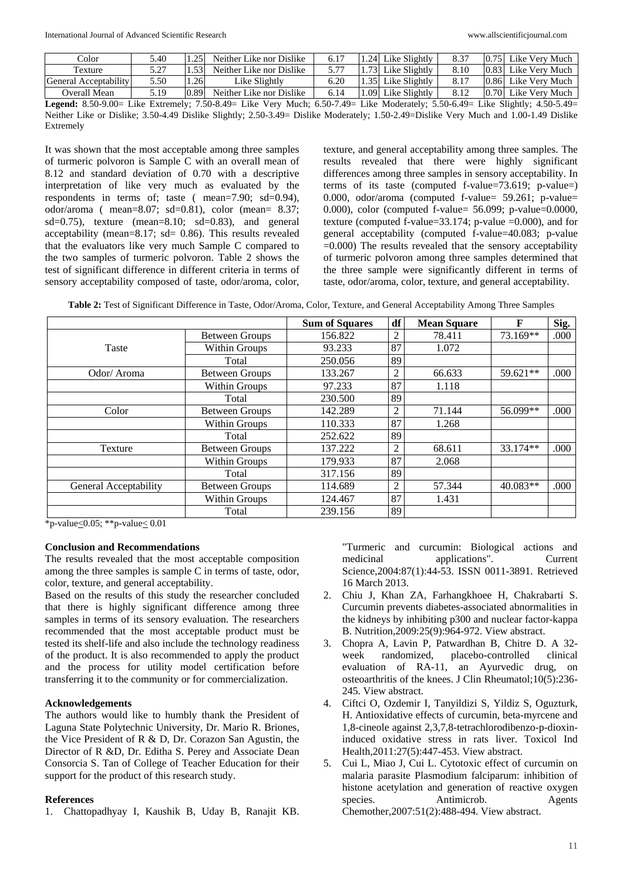| Color | 5.40 | 1.25 | Neither Like nor Dislike | 6.17 | 1.24 | Like Slightly | 8.37 | 0.75 | Like Very Much |
|---|---|---|---|---|---|---|---|---|---|
| Texture | 5.27 | 1.53 | Neither Like nor Dislike | 5.77 | 1.73 | Like Slightly | 8.10 | 0.83 | Like Very Much |
| General Acceptability | 5.50 | 1.26 | Like Slightly | 6.20 | 1.35 | Like Slightly | 8.17 | 0.86 | Like Very Much |
| Overall Mean | 5.19 | 0.89 | Neither Like nor Dislike | 6.14 | 1.09 | Like Slightly | 8.12 | 0.70 | Like Very Much |

**Legend:** 8.50-9.00= Like Extremely; 7.50-8.49= Like Very Much; 6.50-7.49= Like Moderately; 5.50-6.49= Like Slightly; 4.50-5.49= Neither Like or Dislike; 3.50-4.49 Dislike Slightly; 2.50-3.49= Dislike Moderately; 1.50-2.49=Dislike Very Much and 1.00-1.49 Dislike Extremely

It was shown that the most acceptable among three samples of turmeric polvoron is Sample C with an overall mean of 8.12 and standard deviation of 0.70 with a descriptive interpretation of like very much as evaluated by the respondents in terms of; taste ( mean=7.90; sd=0.94), odor/aroma ( mean=8.07; sd=0.81), color (mean= 8.37; sd=0.75), texture (mean=8.10; sd=0.83), and general acceptability (mean=8.17; sd= 0.86). This results revealed that the evaluators like very much Sample C compared to the two samples of turmeric polvoron. Table 2 shows the test of significant difference in different criteria in terms of sensory acceptability composed of taste, odor/aroma, color, texture, and general acceptability among three samples. The results revealed that there were highly significant differences among three samples in sensory acceptability. In terms of its taste (computed f-value=73.619; p-value=) 0.000, odor/aroma (computed f-value= 59.261; p-value= 0.000), color (computed f-value= 56.099; p-value=0.0000, texture (computed f-value=33.174; p-value =0.000), and for general acceptability (computed f-value=40.083; p-value =0.000) The results revealed that the sensory acceptability of turmeric polvoron among three samples determined that the three sample were significantly different in terms of taste, odor/aroma, color, texture, and general acceptability.

**Table 2:** Test of Significant Difference in Taste, Odor/Aroma, Color, Texture, and General Acceptability Among Three Samples

| | | Sum of Squares | df | Mean Square | F | Sig. |
|---|---|---|---|---|---|---|
| Taste | Between Groups | 156.822 | 2 | 78.411 | 73.169** | .000 |
| | Within Groups | 93.233 | 87 | 1.072 | | |
| | Total | 250.056 | 89 | | | |
| Odor/ Aroma | Between Groups | 133.267 | 2 | 66.633 | 59.621** | .000 |
| | Within Groups | 97.233 | 87 | 1.118 | | |
| | Total | 230.500 | 89 | | | |
| Color | Between Groups | 142.289 | 2 | 71.144 | 56.099** | .000 |
| | Within Groups | 110.333 | 87 | 1.268 | | |
| | Total | 252.622 | 89 | | | |
| Texture | Between Groups | 137.222 | 2 | 68.611 | 33.174** | .000 |
| | Within Groups | 179.933 | 87 | 2.068 | | |
| | Total | 317.156 | 89 | | | |
| General Acceptability | Between Groups | 114.689 | 2 | 57.344 | 40.083** | .000 |
| | Within Groups | 124.467 | 87 | 1.431 | | |
| | Total | 239.156 | 89 | | | |

*p-value≤0.05; **p-value≤ 0.01

## Conclusion and Recommendations

The results revealed that the most acceptable composition among the three samples is sample C in terms of taste, odor, color, texture, and general acceptability.

Based on the results of this study the researcher concluded that there is highly significant difference among three samples in terms of its sensory evaluation. The researchers recommended that the most acceptable product must be tested its shelf-life and also include the technology readiness of the product. It is also recommended to apply the product and the process for utility model certification before transferring it to the community or for commercialization.

## Acknowledgements

The authors would like to humbly thank the President of Laguna State Polytechnic University, Dr. Mario R. Briones, the Vice President of R & D, Dr. Corazon San Agustin, the Director of R &D, Dr. Editha S. Perey and Associate Dean Consorcia S. Tan of College of Teacher Education for their support for the product of this research study.

## References

1. Chattopadhyay I, Kaushik B, Uday B, Ranajit KB. "Turmeric and curcumin: Biological actions and medicinal applications". Current Science,2004:87(1):44-53. ISSN 0011-3891. Retrieved 16 March 2013.
2. Chiu J, Khan ZA, Farhangkhoee H, Chakrabarti S. Curcumin prevents diabetes-associated abnormalities in the kidneys by inhibiting p300 and nuclear factor-kappa B. Nutrition,2009:25(9):964-972. View abstract.
3. Chopra A, Lavin P, Patwardhan B, Chitre D. A 32-week randomized, placebo-controlled clinical evaluation of RA-11, an Ayurvedic drug, on osteoarthritis of the knees. J Clin Rheumatol;10(5):236-245. View abstract.
4. Ciftci O, Ozdemir I, Tanyildizi S, Yildiz S, Oguzturk, H. Antioxidative effects of curcumin, beta-myrcene and 1,8-cineole against 2,3,7,8-tetrachlorodibenzo-p-dioxin-induced oxidative stress in rats liver. Toxicol Ind Health,2011:27(5):447-453. View abstract.
5. Cui L, Miao J, Cui L. Cytotoxic effect of curcumin on malaria parasite Plasmodium falciparum: inhibition of histone acetylation and generation of reactive oxygen species. Antimicrob. Agents Chemother,2007:51(2):488-494. View abstract.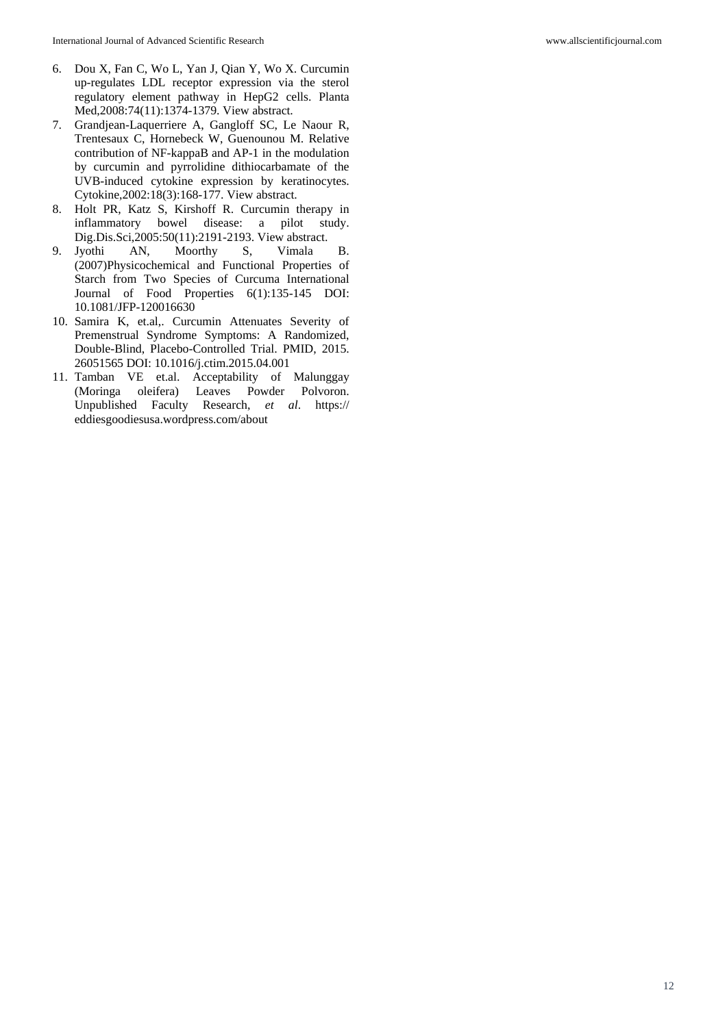6. Dou X, Fan C, Wo L, Yan J, Qian Y, Wo X. Curcumin up-regulates LDL receptor expression via the sterol regulatory element pathway in HepG2 cells. Planta Med,2008:74(11):1374-1379. View abstract.
7. Grandjean-Laquerriere A, Gangloff SC, Le Naour R, Trentesaux C, Hornebeck W, Guenounou M. Relative contribution of NF-kappaB and AP-1 in the modulation by curcumin and pyrrolidine dithiocarbamate of the UVB-induced cytokine expression by keratinocytes. Cytokine,2002:18(3):168-177. View abstract.
8. Holt PR, Katz S, Kirshoff R. Curcumin therapy in inflammatory bowel disease: a pilot study. Dig.Dis.Sci,2005:50(11):2191-2193. View abstract.
9. Jyothi AN, Moorthy S, Vimala B. (2007)Physicochemical and Functional Properties of Starch from Two Species of Curcuma International Journal of Food Properties 6(1):135-145 DOI: 10.1081/JFP-120016630
10. Samira K, et.al,. Curcumin Attenuates Severity of Premenstrual Syndrome Symptoms: A Randomized, Double-Blind, Placebo-Controlled Trial. PMID, 2015. 26051565 DOI: 10.1016/j.ctim.2015.04.001
11. Tamban VE et.al. Acceptability of Malunggay (Moringa oleifera) Leaves Powder Polvoron. Unpublished Faculty Research, *et al*. https:// eddiesgoodiesusa.wordpress.com/about